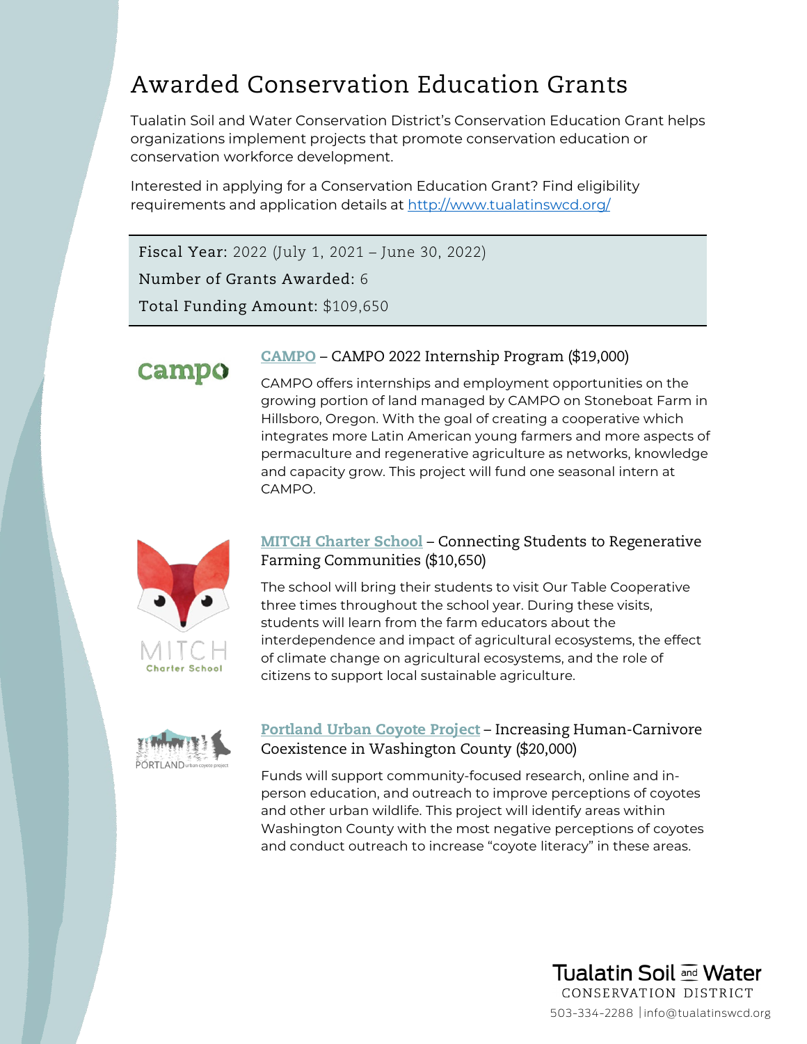# Awarded Conservation Education Grants

Tualatin Soil and Water Conservation District's Conservation Education Grant helps organizations implement projects that promote conservation education or conservation workforce development.

Interested in applying for a Conservation Education Grant? Find eligibility requirements and application details at [http://www.tualatinswcd.org/](http://www.tualatinswcd.org/)

**Fiscal Year:** 2022 (July 1, 2021 – June 30, 2022)

**Number of Grants Awarded:** 6

**Total Funding Amount:** $109,650

### CAMPO – CAMPO 2022 Internship Program ($19,000)

CAMPO offers internships and employment opportunities on the growing portion of land managed by CAMPO on Stoneboat Farm in Hillsboro, Oregon. With the goal of creating a cooperative which integrates more Latin American young farmers and more aspects of permaculture and regenerative agriculture as networks, knowledge and capacity grow. This project will fund one seasonal intern at CAMPO.

### MITCH Charter School – Connecting Students to Regenerative Farming Communities ($10,650)

The school will bring their students to visit Our Table Cooperative three times throughout the school year. During these visits, students will learn from the farm educators about the interdependence and impact of agricultural ecosystems, the effect of climate change on agricultural ecosystems, and the role of citizens to support local sustainable agriculture.

### Portland Urban Coyote Project – Increasing Human-Carnivore Coexistence in Washington County ($20,000)

Funds will support community-focused research, online and in-person education, and outreach to improve perceptions of coyotes and other urban wildlife. This project will identify areas within Washington County with the most negative perceptions of coyotes and conduct outreach to increase "coyote literacy" in these areas.

Tualatin Soil and Water Conservation District
503-334-2288 | info@tualatinswcd.org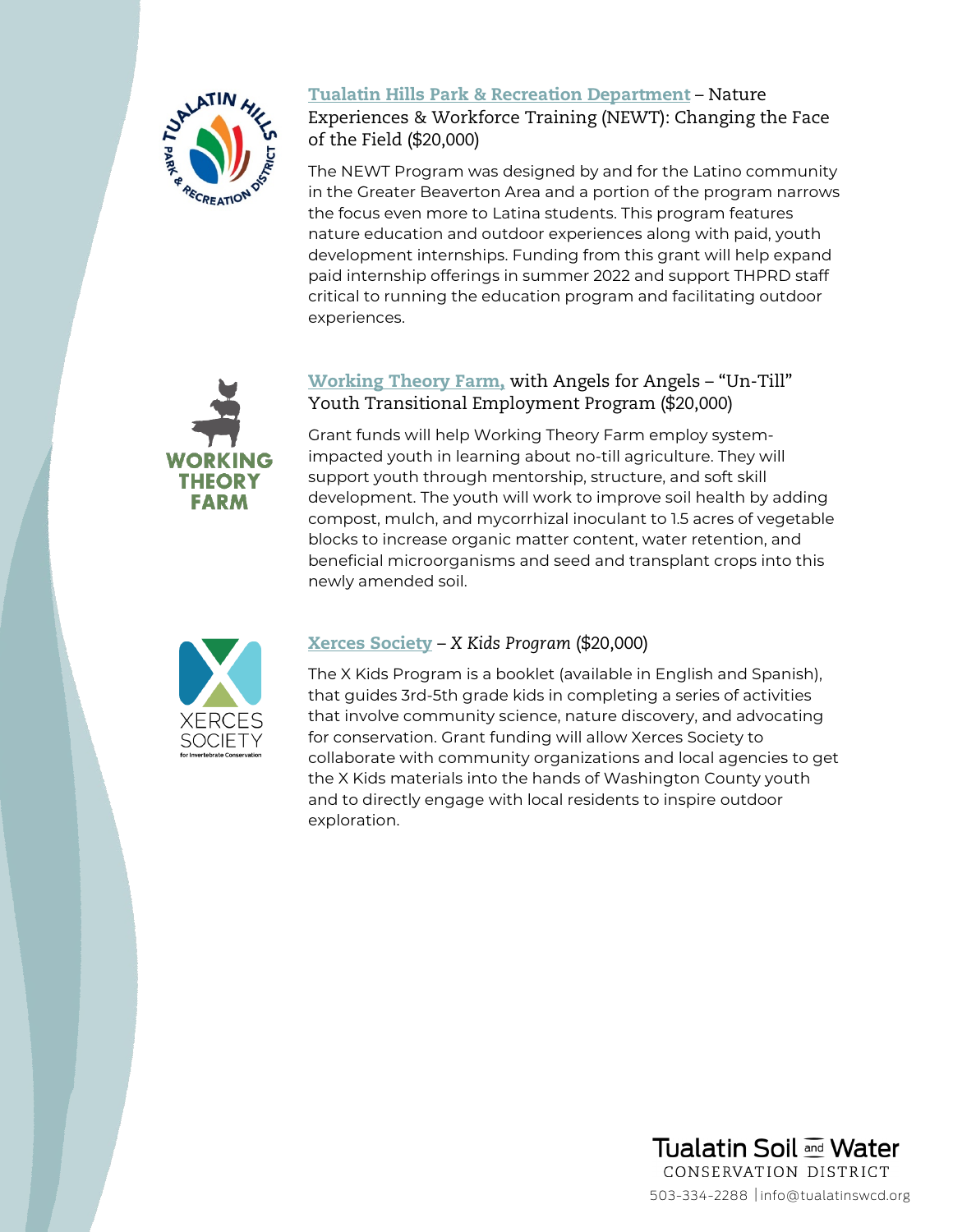**Tualatin Hills Park & Recreation Department** – Nature Experiences & Workforce Training (NEWT): Changing the Face of the Field ($20,000)

The NEWT Program was designed by and for the Latino community in the Greater Beaverton Area and a portion of the program narrows the focus even more to Latina students. This program features nature education and outdoor experiences along with paid, youth development internships. Funding from this grant will help expand paid internship offerings in summer 2022 and support THPRD staff critical to running the education program and facilitating outdoor experiences.

**Working Theory Farm,** with Angels for Angels – "Un-Till" Youth Transitional Employment Program ($20,000)

Grant funds will help Working Theory Farm employ system-impacted youth in learning about no-till agriculture. They will support youth through mentorship, structure, and soft skill development. The youth will work to improve soil health by adding compost, mulch, and mycorrhizal inoculant to 1.5 acres of vegetable blocks to increase organic matter content, water retention, and beneficial microorganisms and seed and transplant crops into this newly amended soil.

**Xerces Society** – *X Kids Program* ($20,000)

The X Kids Program is a booklet (available in English and Spanish), that guides 3rd-5th grade kids in completing a series of activities that involve community science, nature discovery, and advocating for conservation. Grant funding will allow Xerces Society to collaborate with community organizations and local agencies to get the X Kids materials into the hands of Washington County youth and to directly engage with local residents to inspire outdoor exploration.

Tualatin Soil and Water
CONSERVATION DISTRICT
503-334-2288 | info@tualatinswcd.org